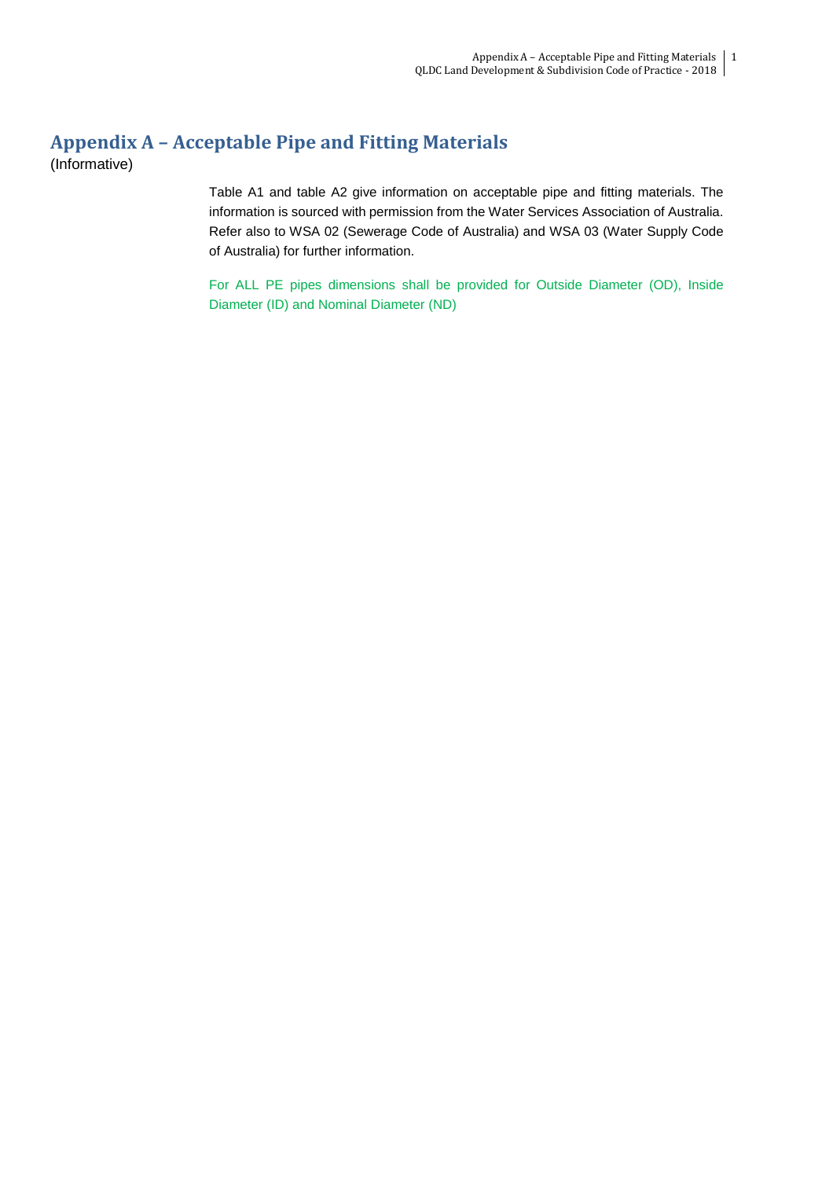# Appendix A – Acceptable Pipe and Fitting Materials

(Informative)

Table A1 and table A2 give information on acceptable pipe and fitting materials. The information is sourced with permission from the Water Services Association of Australia. Refer also to WSA 02 (Sewerage Code of Australia) and WSA 03 (Water Supply Code of Australia) for further information.

For ALL PE pipes dimensions shall be provided for Outside Diameter (OD), Inside Diameter (ID) and Nominal Diameter (ND)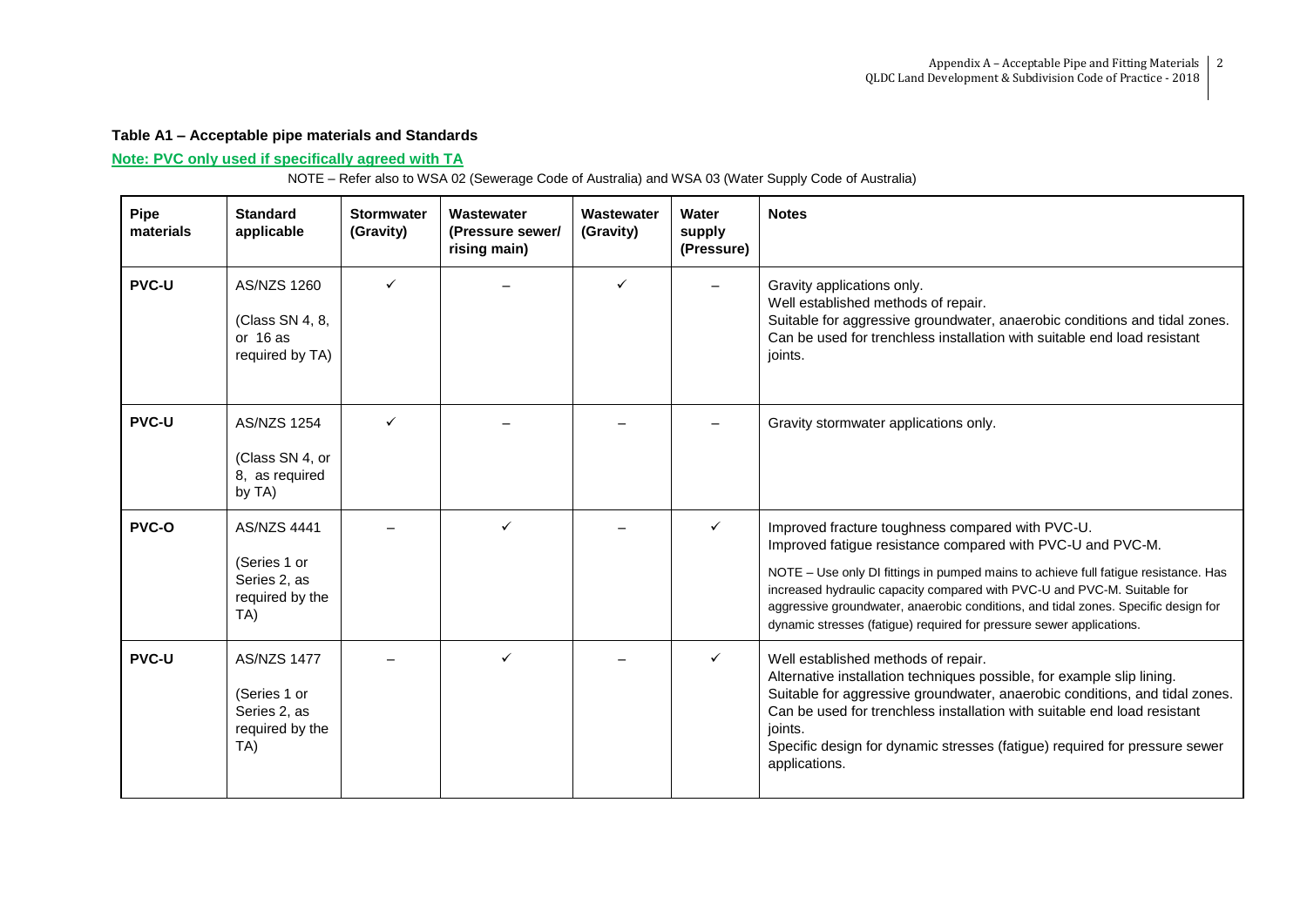### Table A1 – Acceptable pipe materials and Standards

**Note: PVC only used if specifically agreed with TA**

NOTE – Refer also to WSA 02 (Sewerage Code of Australia) and WSA 03 (Water Supply Code of Australia)

| Pipe materials | Standard applicable | Stormwater (Gravity) | Wastewater (Pressure sewer/ rising main) | Wastewater (Gravity) | Water supply (Pressure) | Notes |
|---|---|---|---|---|---|---|
| **PVC-U** | AS/NZS 1260 (Class SN 4, 8, or 16 as required by TA) | ✓ | – | ✓ | – | Gravity applications only. Well established methods of repair. Suitable for aggressive groundwater, anaerobic conditions and tidal zones. Can be used for trenchless installation with suitable end load resistant joints. |
| **PVC-U** | AS/NZS 1254 (Class SN 4, or 8, as required by TA) | ✓ | – | – | – | Gravity stormwater applications only. |
| **PVC-O** | AS/NZS 4441 (Series 1 or Series 2, as required by the TA) | – | ✓ | – | ✓ | Improved fracture toughness compared with PVC-U. Improved fatigue resistance compared with PVC-U and PVC-M. NOTE – Use only DI fittings in pumped mains to achieve full fatigue resistance. Has increased hydraulic capacity compared with PVC-U and PVC-M. Suitable for aggressive groundwater, anaerobic conditions, and tidal zones. Specific design for dynamic stresses (fatigue) required for pressure sewer applications. |
| **PVC-U** | AS/NZS 1477 (Series 1 or Series 2, as required by the TA) | – | ✓ | – | ✓ | Well established methods of repair. Alternative installation techniques possible, for example slip lining. Suitable for aggressive groundwater, anaerobic conditions, and tidal zones. Can be used for trenchless installation with suitable end load resistant joints. Specific design for dynamic stresses (fatigue) required for pressure sewer applications. |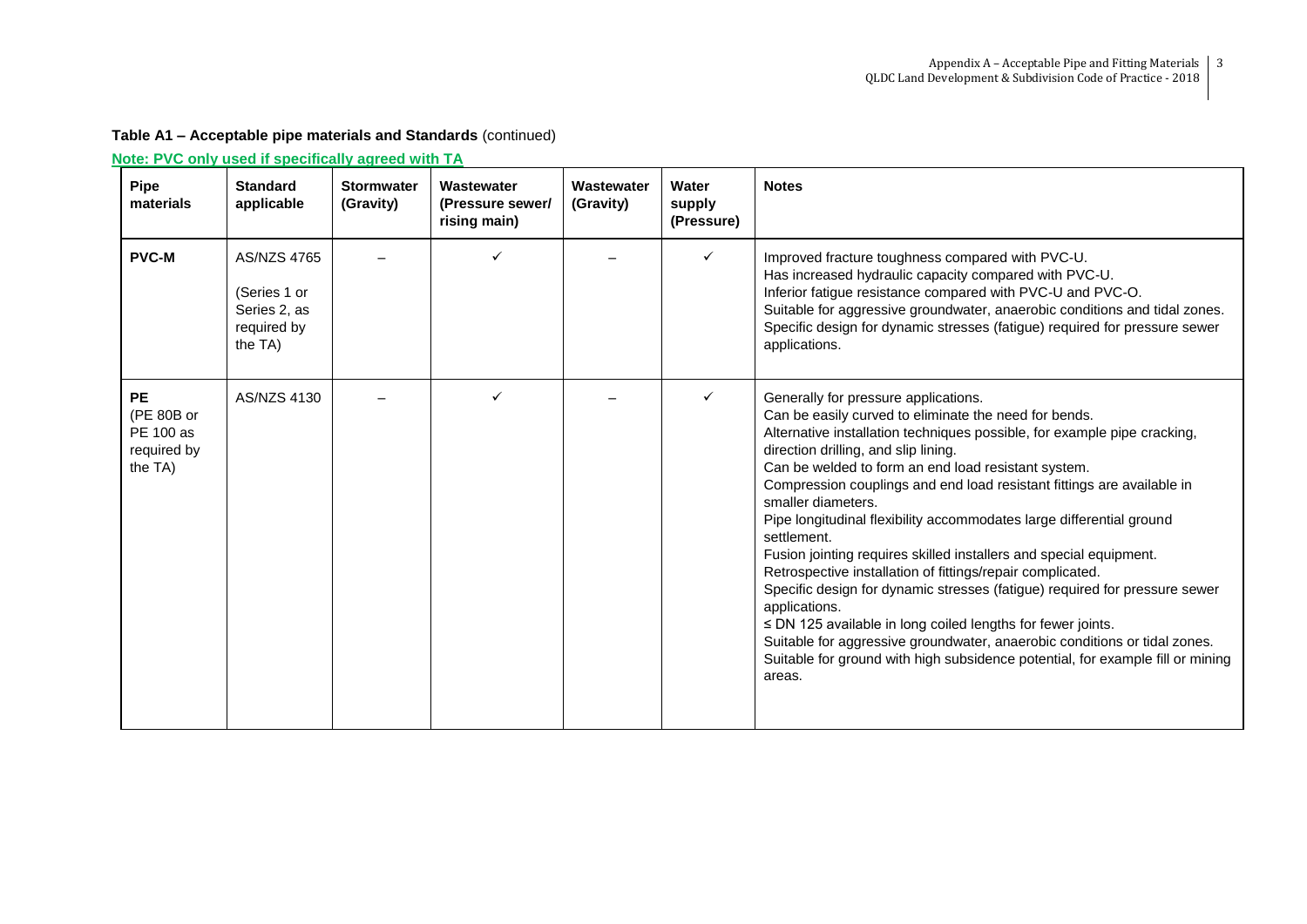**Table A1 – Acceptable pipe materials and Standards** (continued)

**Note: PVC only used if specifically agreed with TA**

| Pipe materials | Standard applicable | Stormwater (Gravity) | Wastewater (Pressure sewer/ rising main) | Wastewater (Gravity) | Water supply (Pressure) | Notes |
|---|---|---|---|---|---|---|
| **PVC-M** | AS/NZS 4765 (Series 1 or Series 2, as required by the TA) | – | ✓ | – | ✓ | Improved fracture toughness compared with PVC-U. Has increased hydraulic capacity compared with PVC-U. Inferior fatigue resistance compared with PVC-U and PVC-O. Suitable for aggressive groundwater, anaerobic conditions and tidal zones. Specific design for dynamic stresses (fatigue) required for pressure sewer applications. |
| **PE** (PE 80B or PE 100 as required by the TA) | AS/NZS 4130 | – | ✓ | – | ✓ | Generally for pressure applications. Can be easily curved to eliminate the need for bends. Alternative installation techniques possible, for example pipe cracking, direction drilling, and slip lining. Can be welded to form an end load resistant system. Compression couplings and end load resistant fittings are available in smaller diameters. Pipe longitudinal flexibility accommodates large differential ground settlement. Fusion jointing requires skilled installers and special equipment. Retrospective installation of fittings/repair complicated. Specific design for dynamic stresses (fatigue) required for pressure sewer applications. ≤ DN 125 available in long coiled lengths for fewer joints. Suitable for aggressive groundwater, anaerobic conditions or tidal zones. Suitable for ground with high subsidence potential, for example fill or mining areas. |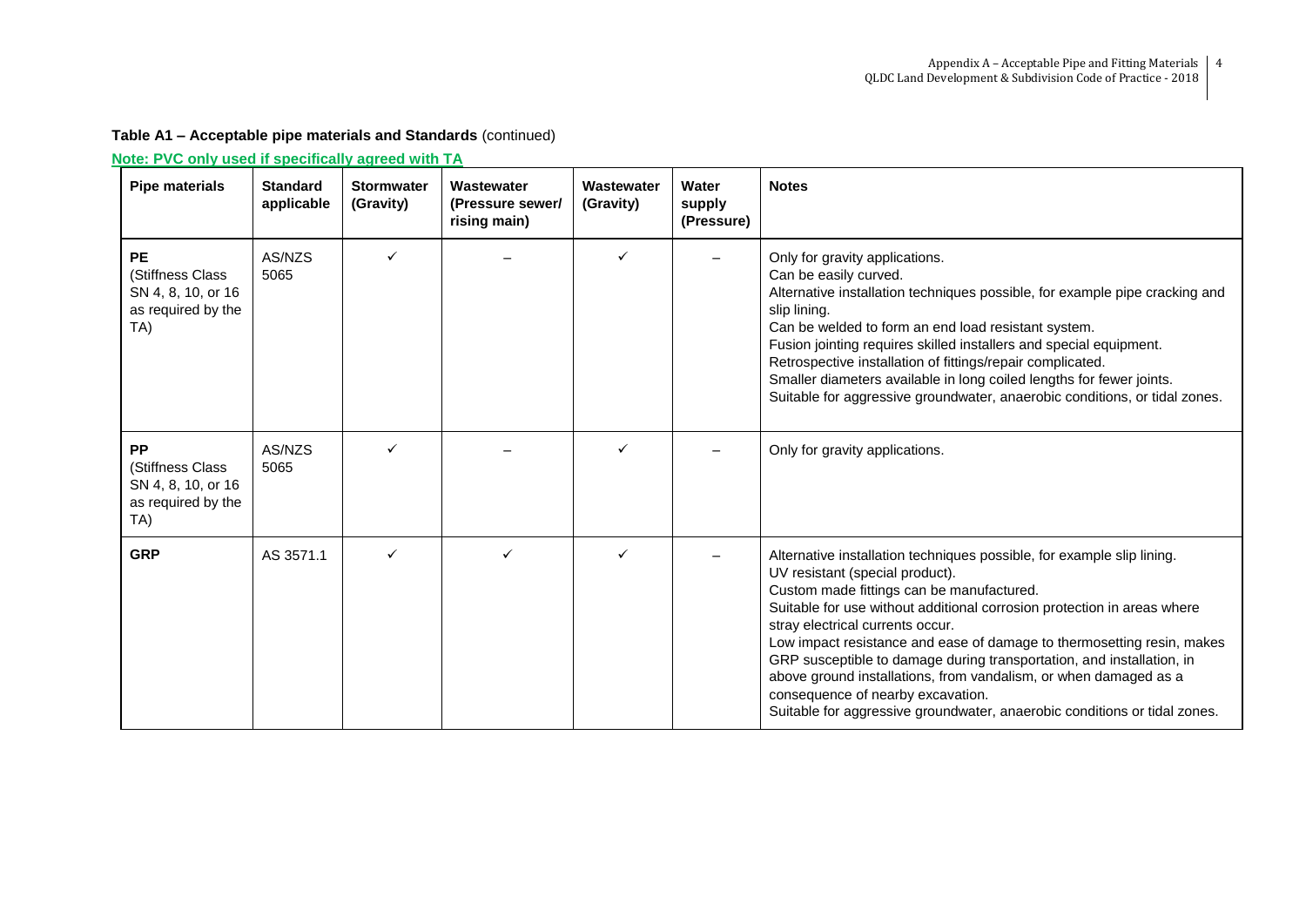**Table A1 – Acceptable pipe materials and Standards** (continued)

**Note: PVC only used if specifically agreed with TA**

| Pipe materials | Standard applicable | Stormwater (Gravity) | Wastewater (Pressure sewer/ rising main) | Wastewater (Gravity) | Water supply (Pressure) | Notes |
|---|---|---|---|---|---|---|
| **PE** (Stiffness Class SN 4, 8, 10, or 16 as required by the TA) | AS/NZS 5065 | ✓ | – | ✓ | – | Only for gravity applications.<br>Can be easily curved.<br>Alternative installation techniques possible, for example pipe cracking and slip lining.<br>Can be welded to form an end load resistant system.<br>Fusion jointing requires skilled installers and special equipment.<br>Retrospective installation of fittings/repair complicated.<br>Smaller diameters available in long coiled lengths for fewer joints.<br>Suitable for aggressive groundwater, anaerobic conditions, or tidal zones. |
| **PP** (Stiffness Class SN 4, 8, 10, or 16 as required by the TA) | AS/NZS 5065 | ✓ | – | ✓ | – | Only for gravity applications. |
| **GRP** | AS 3571.1 | ✓ | ✓ | ✓ | – | Alternative installation techniques possible, for example slip lining.<br>UV resistant (special product).<br>Custom made fittings can be manufactured.<br>Suitable for use without additional corrosion protection in areas where stray electrical currents occur.<br>Low impact resistance and ease of damage to thermosetting resin, makes GRP susceptible to damage during transportation, and installation, in above ground installations, from vandalism, or when damaged as a consequence of nearby excavation.<br>Suitable for aggressive groundwater, anaerobic conditions or tidal zones. |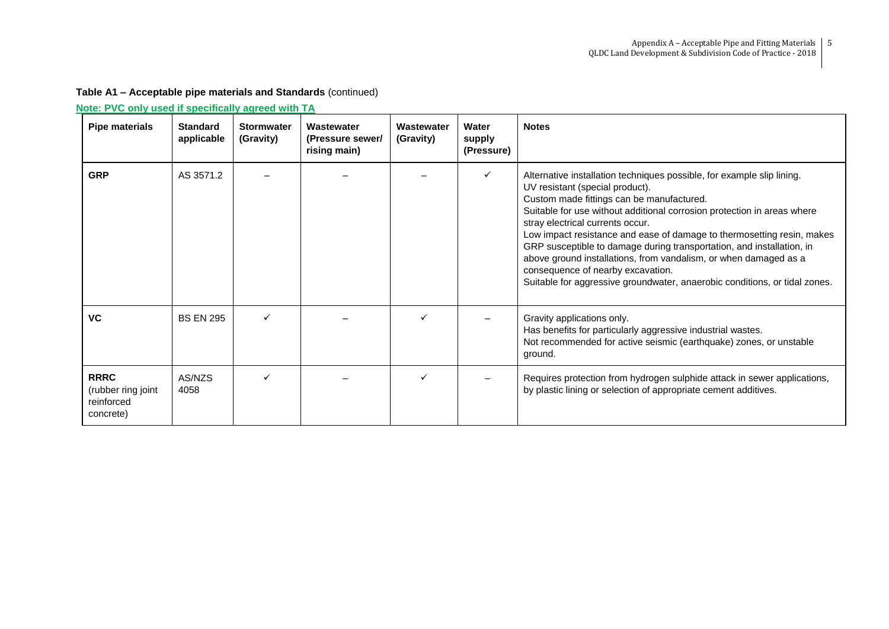**Table A1 – Acceptable pipe materials and Standards** (continued)

**Note: PVC only used if specifically agreed with TA**

| Pipe materials | Standard applicable | Stormwater (Gravity) | Wastewater (Pressure sewer/ rising main) | Wastewater (Gravity) | Water supply (Pressure) | Notes |
|---|---|---|---|---|---|---|
| **GRP** | AS 3571.2 | – | – | – | ✓ | Alternative installation techniques possible, for example slip lining.<br>UV resistant (special product).<br>Custom made fittings can be manufactured.<br>Suitable for use without additional corrosion protection in areas where stray electrical currents occur.<br>Low impact resistance and ease of damage to thermosetting resin, makes GRP susceptible to damage during transportation, and installation, in above ground installations, from vandalism, or when damaged as a consequence of nearby excavation.<br>Suitable for aggressive groundwater, anaerobic conditions, or tidal zones. |
| **VC** | BS EN 295 | ✓ | – | ✓ | – | Gravity applications only.<br>Has benefits for particularly aggressive industrial wastes.<br>Not recommended for active seismic (earthquake) zones, or unstable ground. |
| **RRRC** (rubber ring joint reinforced concrete) | AS/NZS 4058 | ✓ | – | ✓ | – | Requires protection from hydrogen sulphide attack in sewer applications, by plastic lining or selection of appropriate cement additives. |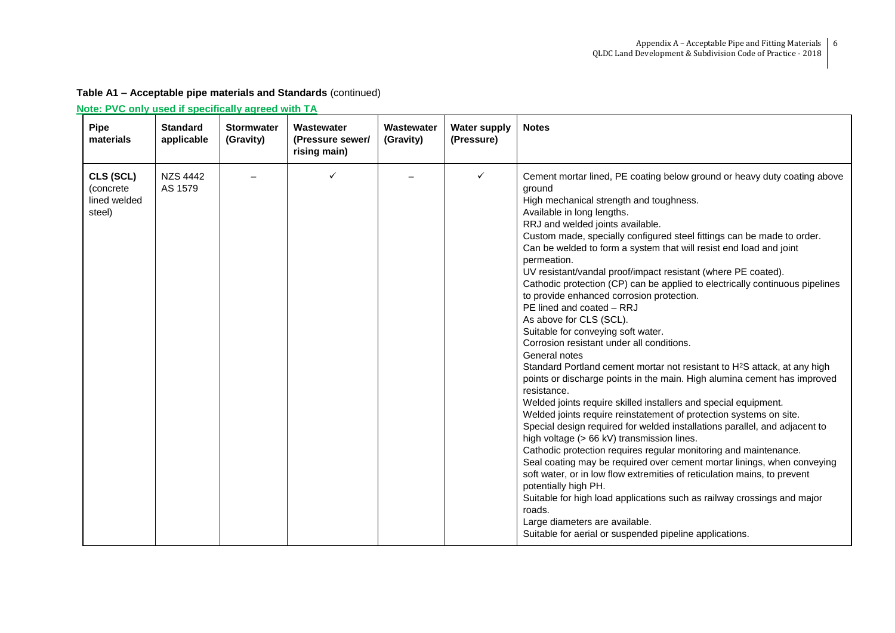**Table A1 – Acceptable pipe materials and Standards** (continued)

**Note: PVC only used if specifically agreed with TA**

| Pipe materials | Standard applicable | Stormwater (Gravity) | Wastewater (Pressure sewer/ rising main) | Wastewater (Gravity) | Water supply (Pressure) | Notes |
|---|---|---|---|---|---|---|
| CLS (SCL) (concrete lined welded steel) | NZS 4442 AS 1579 | – | ✓ | – | ✓ | Cement mortar lined, PE coating below ground or heavy duty coating above ground<br>High mechanical strength and toughness.<br>Available in long lengths.<br>RRJ and welded joints available.<br>Custom made, specially configured steel fittings can be made to order.<br>Can be welded to form a system that will resist end load and joint permeation.<br>UV resistant/vandal proof/impact resistant (where PE coated).<br>Cathodic protection (CP) can be applied to electrically continuous pipelines to provide enhanced corrosion protection.<br>PE lined and coated – RRJ<br>As above for CLS (SCL).<br>Suitable for conveying soft water.<br>Corrosion resistant under all conditions.<br>General notes<br>Standard Portland cement mortar not resistant to $H^2S$ attack, at any high points or discharge points in the main. High alumina cement has improved resistance.<br>Welded joints require skilled installers and special equipment.<br>Welded joints require reinstatement of protection systems on site.<br>Special design required for welded installations parallel, and adjacent to high voltage (> 66 kV) transmission lines.<br>Cathodic protection requires regular monitoring and maintenance.<br>Seal coating may be required over cement mortar linings, when conveying soft water, or in low flow extremities of reticulation mains, to prevent potentially high PH.<br>Suitable for high load applications such as railway crossings and major roads.<br>Large diameters are available.<br>Suitable for aerial or suspended pipeline applications. |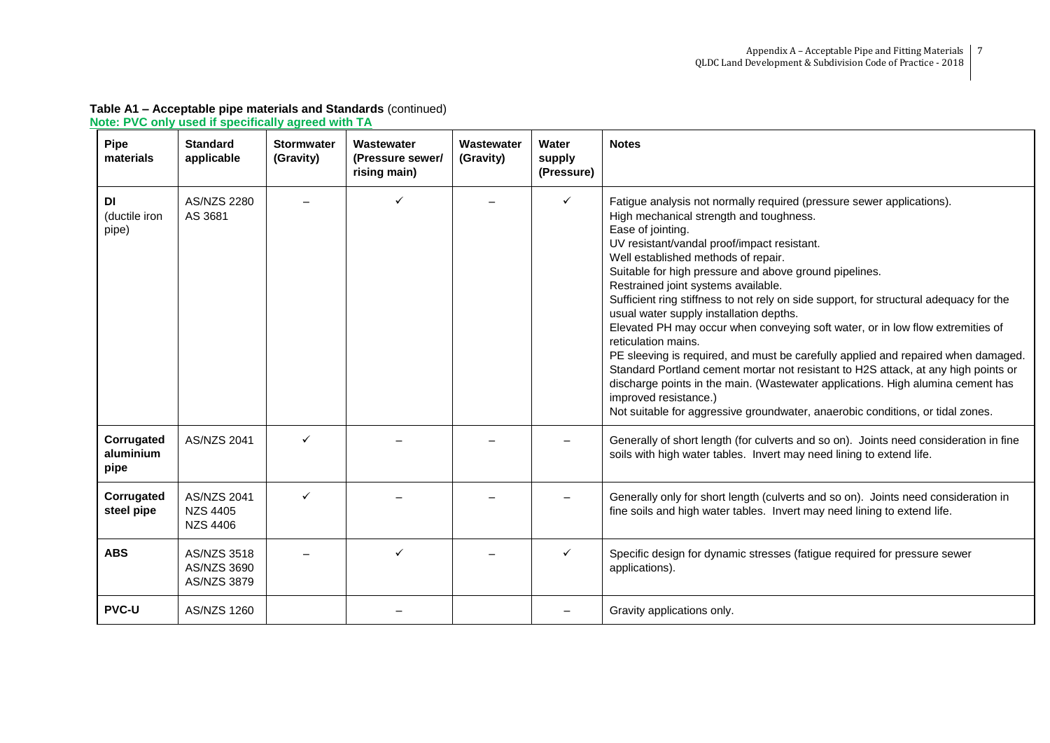**Table A1 – Acceptable pipe materials and Standards** (continued)

**Note: PVC only used if specifically agreed with TA**

| Pipe materials | Standard applicable | Stormwater (Gravity) | Wastewater (Pressure sewer/ rising main) | Wastewater (Gravity) | Water supply (Pressure) | Notes |
|---|---|---|---|---|---|---|
| **DI** (ductile iron pipe) | AS/NZS 2280<br>AS 3681 | – | ✓ | – | ✓ | Fatigue analysis not normally required (pressure sewer applications).<br>High mechanical strength and toughness.<br>Ease of jointing.<br>UV resistant/vandal proof/impact resistant.<br>Well established methods of repair.<br>Suitable for high pressure and above ground pipelines.<br>Restrained joint systems available.<br>Sufficient ring stiffness to not rely on side support, for structural adequacy for the usual water supply installation depths.<br>Elevated PH may occur when conveying soft water, or in low flow extremities of reticulation mains.<br>PE sleeving is required, and must be carefully applied and repaired when damaged.<br>Standard Portland cement mortar not resistant to $H_2S$ attack, at any high points or discharge points in the main. (Wastewater applications. High alumina cement has improved resistance.)<br>Not suitable for aggressive groundwater, anaerobic conditions, or tidal zones. |
| **Corrugated aluminium pipe** | AS/NZS 2041 | ✓ | – | – | – | Generally of short length (for culverts and so on). Joints need consideration in fine soils with high water tables. Invert may need lining to extend life. |
| **Corrugated steel pipe** | AS/NZS 2041<br>NZS 4405<br>NZS 4406 | ✓ | – | – | – | Generally only for short length (culverts and so on). Joints need consideration in fine soils and high water tables. Invert may need lining to extend life. |
| **ABS** | AS/NZS 3518<br>AS/NZS 3690<br>AS/NZS 3879 | – | ✓ | – | ✓ | Specific design for dynamic stresses (fatigue required for pressure sewer applications). |
| **PVC-U** | AS/NZS 1260 | | – | | – | Gravity applications only. |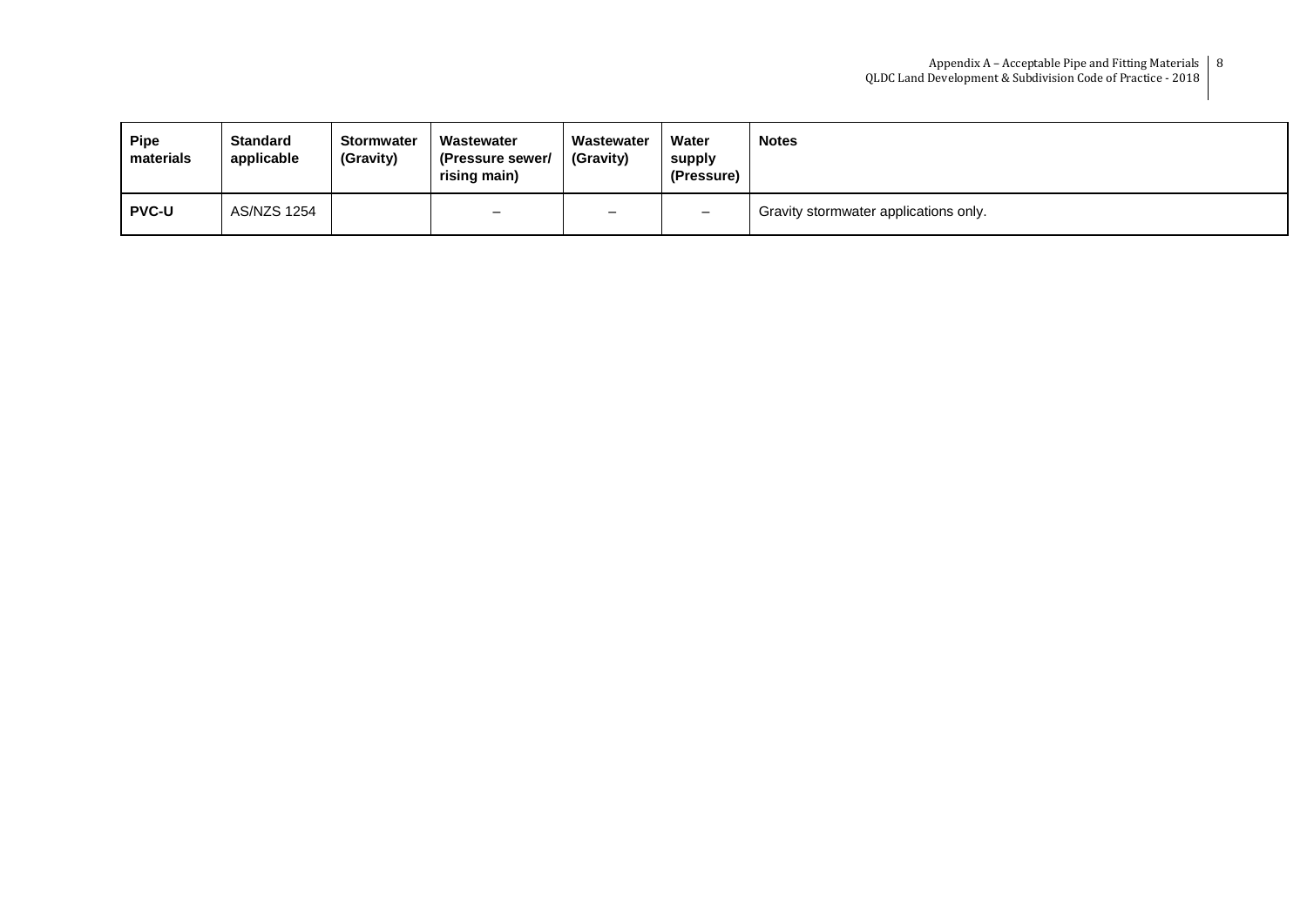| Pipe materials | Standard applicable | Stormwater (Gravity) | Wastewater (Pressure sewer/ rising main) | Wastewater (Gravity) | Water supply (Pressure) | Notes |
|---|---|---|---|---|---|---|
| **PVC-U** | AS/NZS 1254 | | – | – | – | Gravity stormwater applications only. |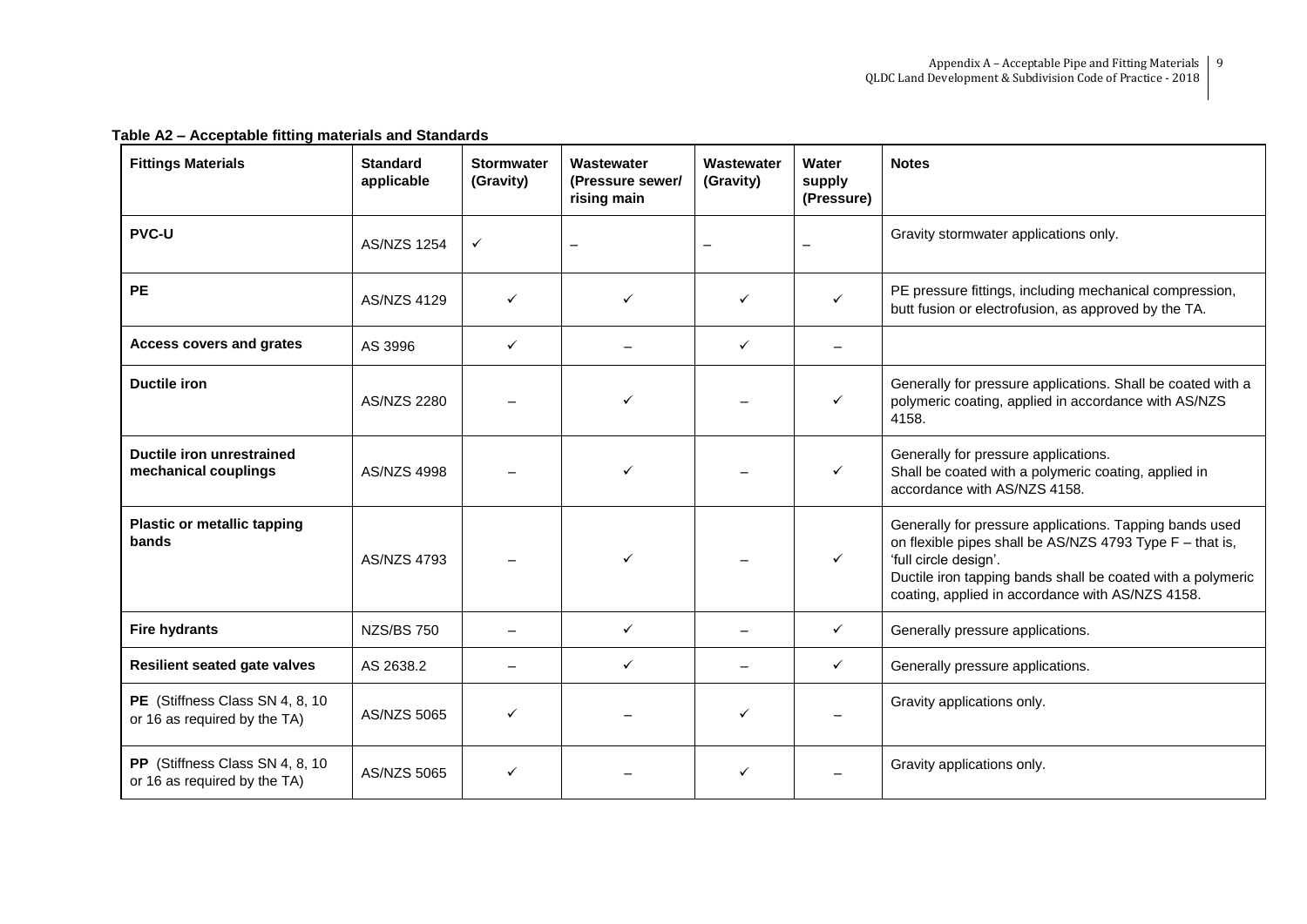**Table A2 – Acceptable fitting materials and Standards**

| Fittings Materials | Standard applicable | Stormwater (Gravity) | Wastewater (Pressure sewer/ rising main | Wastewater (Gravity) | Water supply (Pressure) | Notes |
|---|---|---|---|---|---|---|
| **PVC-U** | AS/NZS 1254 | ✓ | – | – | – | Gravity stormwater applications only. |
| **PE** | AS/NZS 4129 | ✓ | ✓ | ✓ | ✓ | PE pressure fittings, including mechanical compression, butt fusion or electrofusion, as approved by the TA. |
| **Access covers and grates** | AS 3996 | ✓ | – | ✓ | – | |
| **Ductile iron** | AS/NZS 2280 | – | ✓ | – | ✓ | Generally for pressure applications. Shall be coated with a polymeric coating, applied in accordance with AS/NZS 4158. |
| **Ductile iron unrestrained mechanical couplings** | AS/NZS 4998 | – | ✓ | – | ✓ | Generally for pressure applications. Shall be coated with a polymeric coating, applied in accordance with AS/NZS 4158. |
| **Plastic or metallic tapping bands** | AS/NZS 4793 | – | ✓ | – | ✓ | Generally for pressure applications. Tapping bands used on flexible pipes shall be AS/NZS 4793 Type F – that is, 'full circle design'. Ductile iron tapping bands shall be coated with a polymeric coating, applied in accordance with AS/NZS 4158. |
| **Fire hydrants** | NZS/BS 750 | – | ✓ | – | ✓ | Generally pressure applications. |
| **Resilient seated gate valves** | AS 2638.2 | – | ✓ | – | ✓ | Generally pressure applications. |
| **PE** (Stiffness Class SN 4, 8, 10 or 16 as required by the TA) | AS/NZS 5065 | ✓ | – | ✓ | – | Gravity applications only. |
| **PP** (Stiffness Class SN 4, 8, 10 or 16 as required by the TA) | AS/NZS 5065 | ✓ | – | ✓ | – | Gravity applications only. |